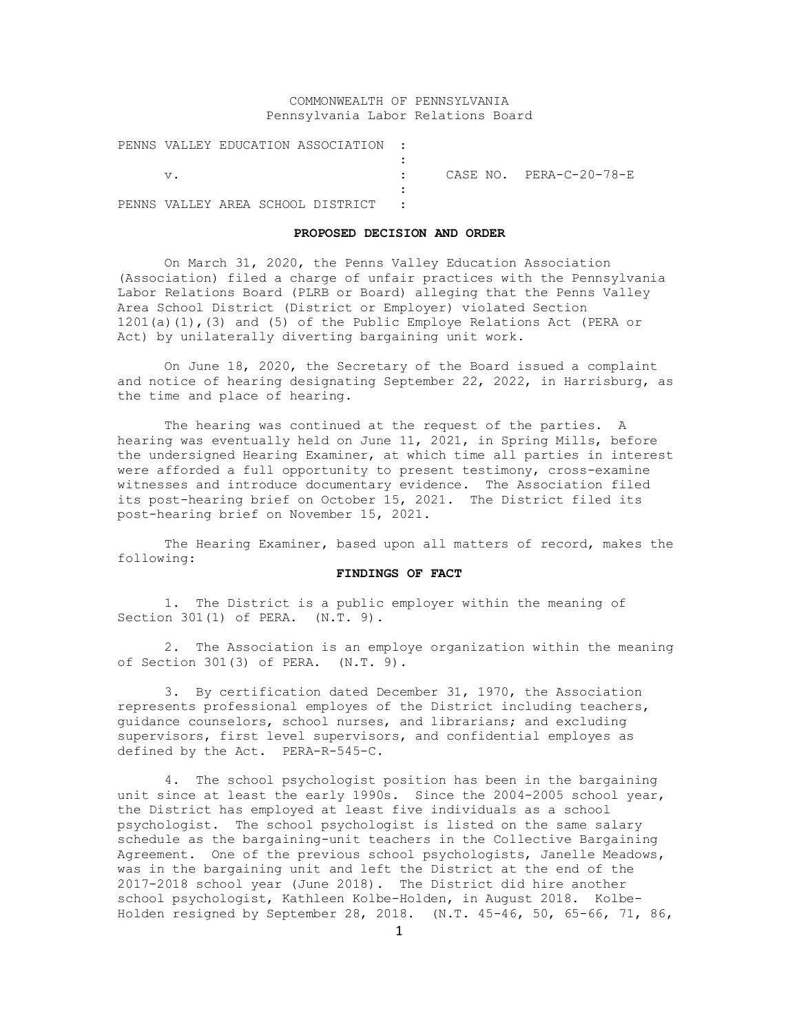COMMONWEALTH OF PENNSYLVANIA
Pennsylvania Labor Relations Board

| | | |
|---|---|---|
| PENNS VALLEY EDUCATION ASSOCIATION | : | |
| | : | |
| v. | : | CASE NO. PERA-C-20-78-E |
| | : | |
| PENNS VALLEY AREA SCHOOL DISTRICT | : | |

**PROPOSED DECISION AND ORDER**

On March 31, 2020, the Penns Valley Education Association (Association) filed a charge of unfair practices with the Pennsylvania Labor Relations Board (PLRB or Board) alleging that the Penns Valley Area School District (District or Employer) violated Section 1201(a)(1),(3) and (5) of the Public Employe Relations Act (PERA or Act) by unilaterally diverting bargaining unit work.

On June 18, 2020, the Secretary of the Board issued a complaint and notice of hearing designating September 22, 2022, in Harrisburg, as the time and place of hearing.

The hearing was continued at the request of the parties. A hearing was eventually held on June 11, 2021, in Spring Mills, before the undersigned Hearing Examiner, at which time all parties in interest were afforded a full opportunity to present testimony, cross-examine witnesses and introduce documentary evidence. The Association filed its post-hearing brief on October 15, 2021. The District filed its post-hearing brief on November 15, 2021.

The Hearing Examiner, based upon all matters of record, makes the following:

**FINDINGS OF FACT**

1. The District is a public employer within the meaning of Section 301(1) of PERA. (N.T. 9).

2. The Association is an employe organization within the meaning of Section 301(3) of PERA. (N.T. 9).

3. By certification dated December 31, 1970, the Association represents professional employes of the District including teachers, guidance counselors, school nurses, and librarians; and excluding supervisors, first level supervisors, and confidential employes as defined by the Act. PERA-R-545-C.

4. The school psychologist position has been in the bargaining unit since at least the early 1990s. Since the 2004-2005 school year, the District has employed at least five individuals as a school psychologist. The school psychologist is listed on the same salary schedule as the bargaining-unit teachers in the Collective Bargaining Agreement. One of the previous school psychologists, Janelle Meadows, was in the bargaining unit and left the District at the end of the 2017-2018 school year (June 2018). The District did hire another school psychologist, Kathleen Kolbe-Holden, in August 2018. Kolbe-Holden resigned by September 28, 2018. (N.T. 45-46, 50, 65-66, 71, 86,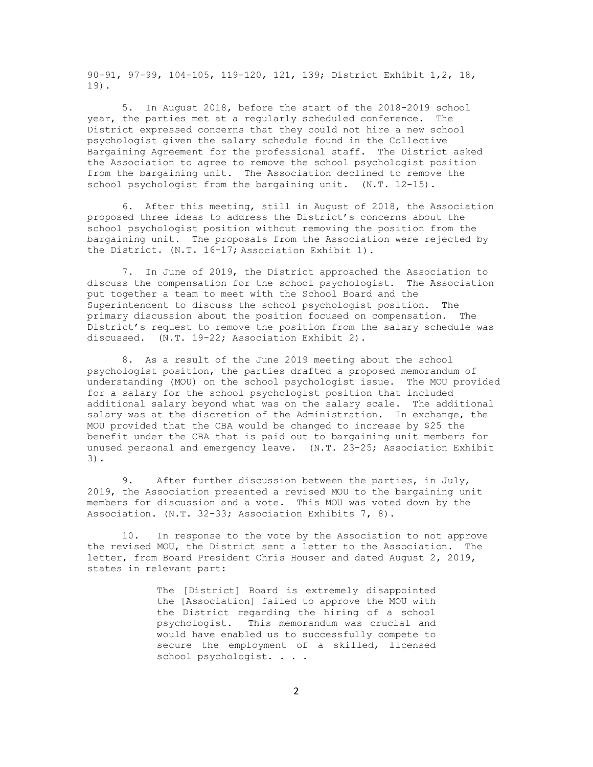90-91, 97-99, 104-105, 119-120, 121, 139; District Exhibit 1,2, 18, 19).

5. In August 2018, before the start of the 2018-2019 school year, the parties met at a regularly scheduled conference. The District expressed concerns that they could not hire a new school psychologist given the salary schedule found in the Collective Bargaining Agreement for the professional staff. The District asked the Association to agree to remove the school psychologist position from the bargaining unit. The Association declined to remove the school psychologist from the bargaining unit. (N.T. 12-15).

6. After this meeting, still in August of 2018, the Association proposed three ideas to address the District's concerns about the school psychologist position without removing the position from the bargaining unit. The proposals from the Association were rejected by the District. (N.T. 16-17; Association Exhibit 1).

7. In June of 2019, the District approached the Association to discuss the compensation for the school psychologist. The Association put together a team to meet with the School Board and the Superintendent to discuss the school psychologist position. The primary discussion about the position focused on compensation. The District's request to remove the position from the salary schedule was discussed. (N.T. 19-22; Association Exhibit 2).

8. As a result of the June 2019 meeting about the school psychologist position, the parties drafted a proposed memorandum of understanding (MOU) on the school psychologist issue. The MOU provided for a salary for the school psychologist position that included additional salary beyond what was on the salary scale. The additional salary was at the discretion of the Administration. In exchange, the MOU provided that the CBA would be changed to increase by $25 the benefit under the CBA that is paid out to bargaining unit members for unused personal and emergency leave. (N.T. 23-25; Association Exhibit 3).

9. After further discussion between the parties, in July, 2019, the Association presented a revised MOU to the bargaining unit members for discussion and a vote. This MOU was voted down by the Association. (N.T. 32-33; Association Exhibits 7, 8).

10. In response to the vote by the Association to not approve the revised MOU, the District sent a letter to the Association. The letter, from Board President Chris Houser and dated August 2, 2019, states in relevant part:

> The [District] Board is extremely disappointed the [Association] failed to approve the MOU with the District regarding the hiring of a school psychologist. This memorandum was crucial and would have enabled us to successfully compete to secure the employment of a skilled, licensed school psychologist. . . .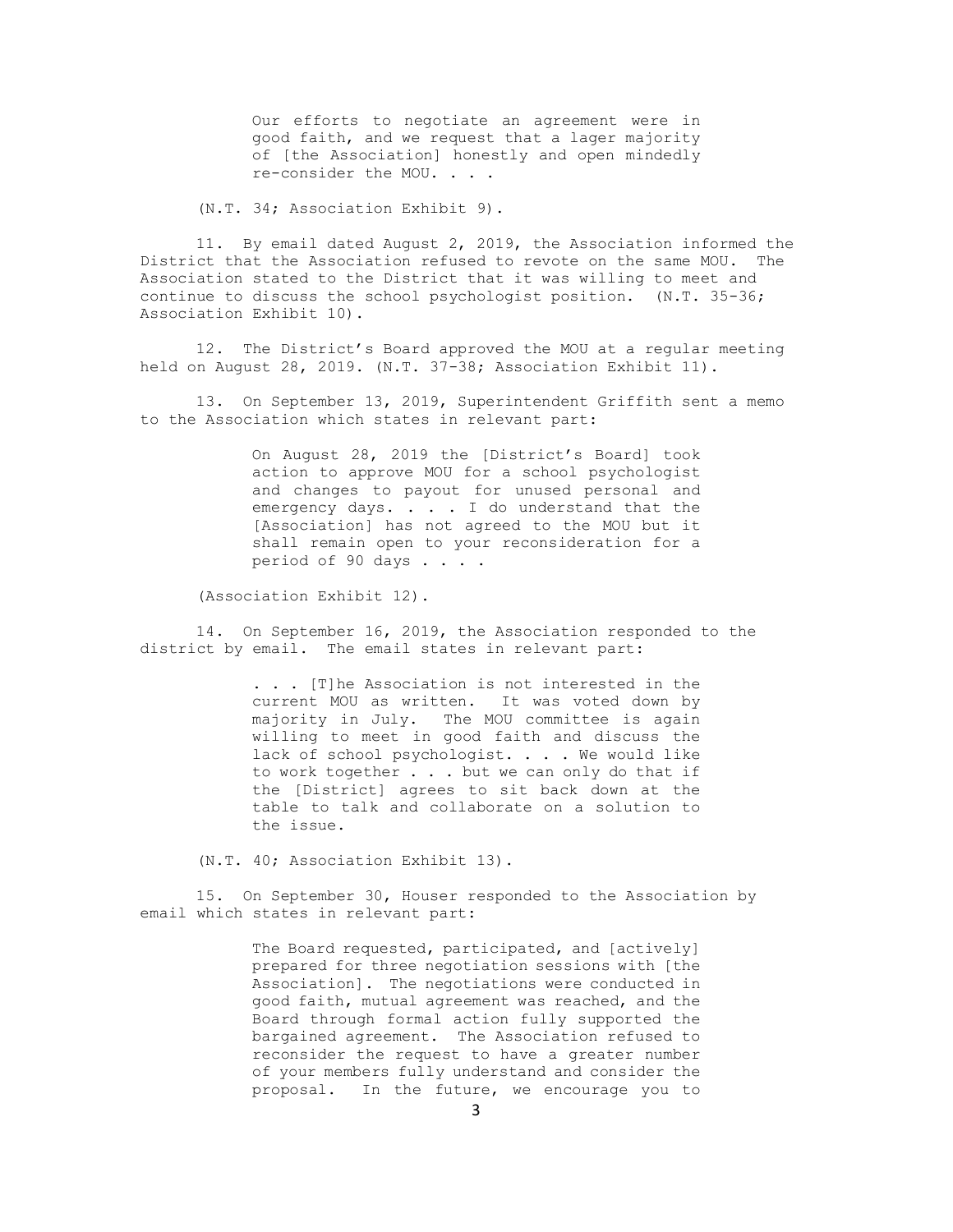> Our efforts to negotiate an agreement were in good faith, and we request that a lager majority of [the Association] honestly and open mindedly re-consider the MOU. . . .

(N.T. 34; Association Exhibit 9).

11. By email dated August 2, 2019, the Association informed the District that the Association refused to revote on the same MOU. The Association stated to the District that it was willing to meet and continue to discuss the school psychologist position. (N.T. 35-36; Association Exhibit 10).

12. The District's Board approved the MOU at a regular meeting held on August 28, 2019. (N.T. 37-38; Association Exhibit 11).

13. On September 13, 2019, Superintendent Griffith sent a memo to the Association which states in relevant part:

> On August 28, 2019 the [District's Board] took action to approve MOU for a school psychologist and changes to payout for unused personal and emergency days. . . . I do understand that the [Association] has not agreed to the MOU but it shall remain open to your reconsideration for a period of 90 days . . . .

(Association Exhibit 12).

14. On September 16, 2019, the Association responded to the district by email. The email states in relevant part:

> . . . [T]he Association is not interested in the current MOU as written. It was voted down by majority in July. The MOU committee is again willing to meet in good faith and discuss the lack of school psychologist. . . . We would like to work together . . . but we can only do that if the [District] agrees to sit back down at the table to talk and collaborate on a solution to the issue.

(N.T. 40; Association Exhibit 13).

15. On September 30, Houser responded to the Association by email which states in relevant part:

> The Board requested, participated, and [actively] prepared for three negotiation sessions with [the Association]. The negotiations were conducted in good faith, mutual agreement was reached, and the Board through formal action fully supported the bargained agreement. The Association refused to reconsider the request to have a greater number of your members fully understand and consider the proposal. In the future, we encourage you to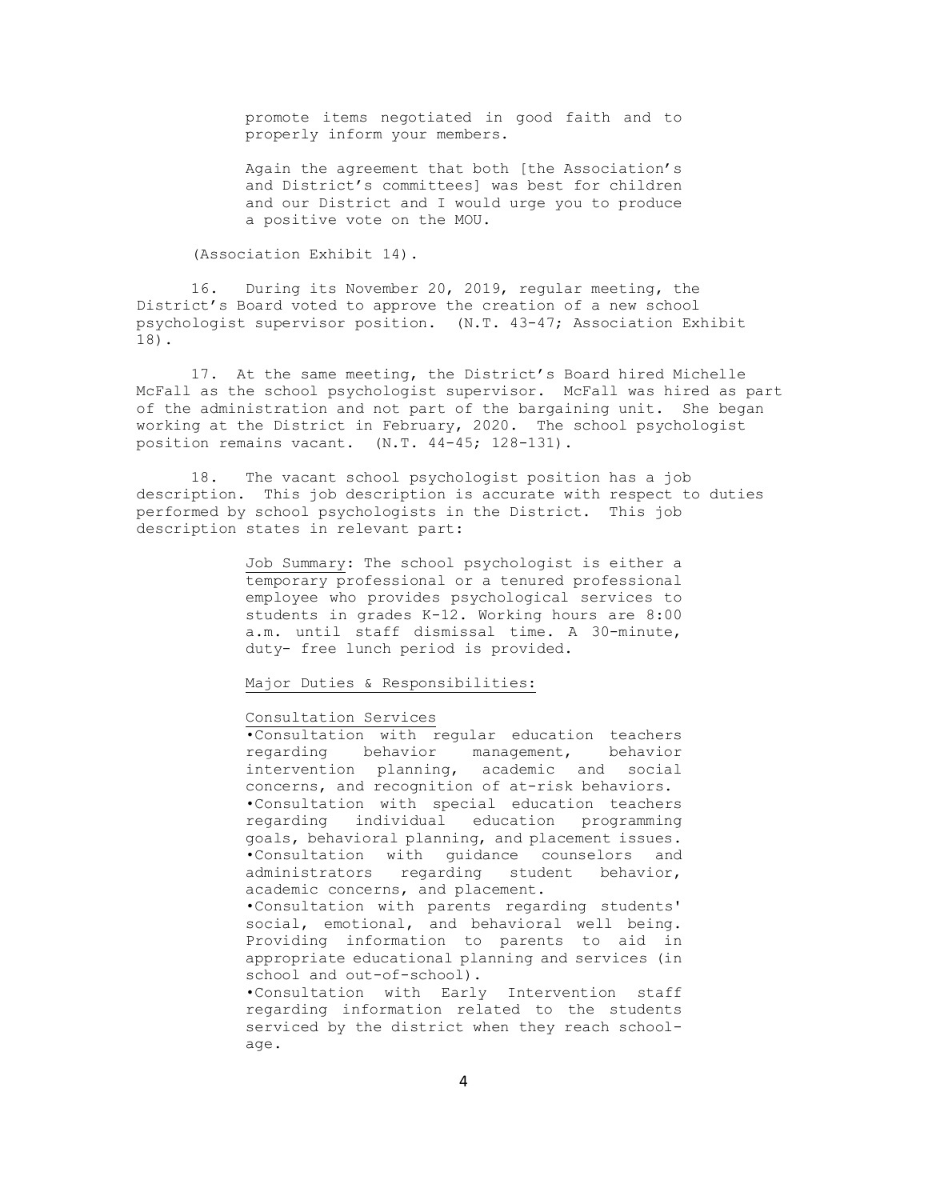> promote items negotiated in good faith and to properly inform your members.
>
> Again the agreement that both [the Association's and District's committees] was best for children and our District and I would urge you to produce a positive vote on the MOU.

(Association Exhibit 14).

16. During its November 20, 2019, regular meeting, the District's Board voted to approve the creation of a new school psychologist supervisor position. (N.T. 43-47; Association Exhibit 18).

17. At the same meeting, the District's Board hired Michelle McFall as the school psychologist supervisor. McFall was hired as part of the administration and not part of the bargaining unit. She began working at the District in February, 2020. The school psychologist position remains vacant. (N.T. 44-45; 128-131).

18. The vacant school psychologist position has a job description. This job description is accurate with respect to duties performed by school psychologists in the District. This job description states in relevant part:

> Job Summary: The school psychologist is either a temporary professional or a tenured professional employee who provides psychological services to students in grades K-12. Working hours are 8:00 a.m. until staff dismissal time. A 30-minute, duty- free lunch period is provided.
>
> Major Duties & Responsibilities:
>
> Consultation Services
>
> •Consultation with regular education teachers regarding behavior management, behavior intervention planning, academic and social concerns, and recognition of at-risk behaviors.
> •Consultation with special education teachers regarding individual education programming goals, behavioral planning, and placement issues.
> •Consultation with guidance counselors and administrators regarding student behavior, academic concerns, and placement.
> •Consultation with parents regarding students' social, emotional, and behavioral well being. Providing information to parents to aid in appropriate educational planning and services (in school and out-of-school).
> •Consultation with Early Intervention staff regarding information related to the students serviced by the district when they reach school-age.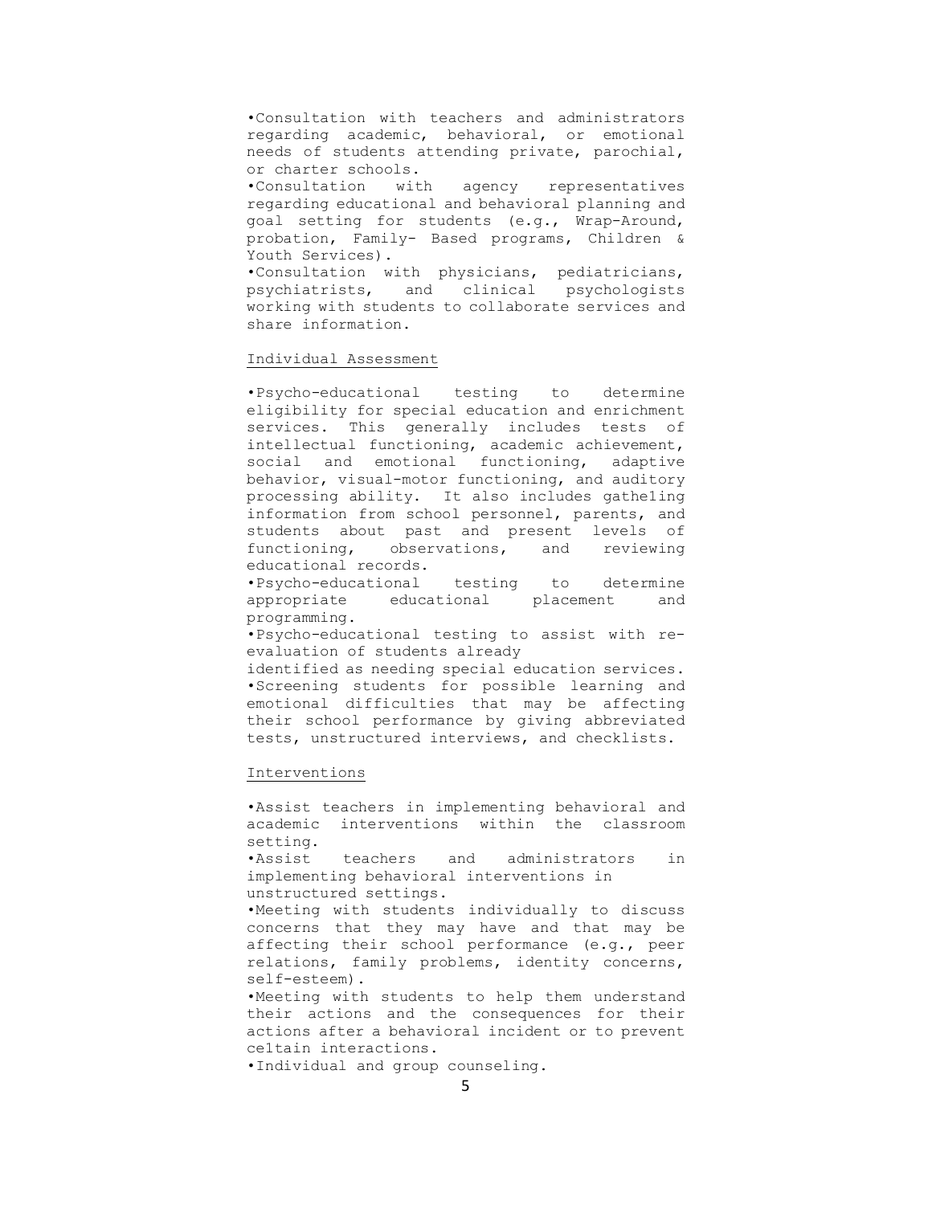•Consultation with teachers and administrators regarding academic, behavioral, or emotional needs of students attending private, parochial, or charter schools.

•Consultation with agency representatives regarding educational and behavioral planning and goal setting for students (e.g., Wrap-Around, probation, Family- Based programs, Children & Youth Services).

•Consultation with physicians, pediatricians, psychiatrists, and clinical psychologists working with students to collaborate services and share information.

<u>Individual Assessment</u>

•Psycho-educational testing to determine eligibility for special education and enrichment services. This generally includes tests of intellectual functioning, academic achievement, social and emotional functioning, adaptive behavior, visual-motor functioning, and auditory processing ability. It also includes gathe1ing information from school personnel, parents, and students about past and present levels of functioning, observations, and reviewing educational records.

•Psycho-educational testing to determine appropriate educational placement and programming.

•Psycho-educational testing to assist with re-evaluation of students already identified as needing special education services.

•Screening students for possible learning and emotional difficulties that may be affecting their school performance by giving abbreviated tests, unstructured interviews, and checklists.

<u>Interventions</u>

•Assist teachers in implementing behavioral and academic interventions within the classroom setting.

•Assist teachers and administrators in implementing behavioral interventions in unstructured settings.

•Meeting with students individually to discuss concerns that they may have and that may be affecting their school performance (e.g., peer relations, family problems, identity concerns, self-esteem).

•Meeting with students to help them understand their actions and the consequences for their actions after a behavioral incident or to prevent ce1tain interactions.

•Individual and group counseling.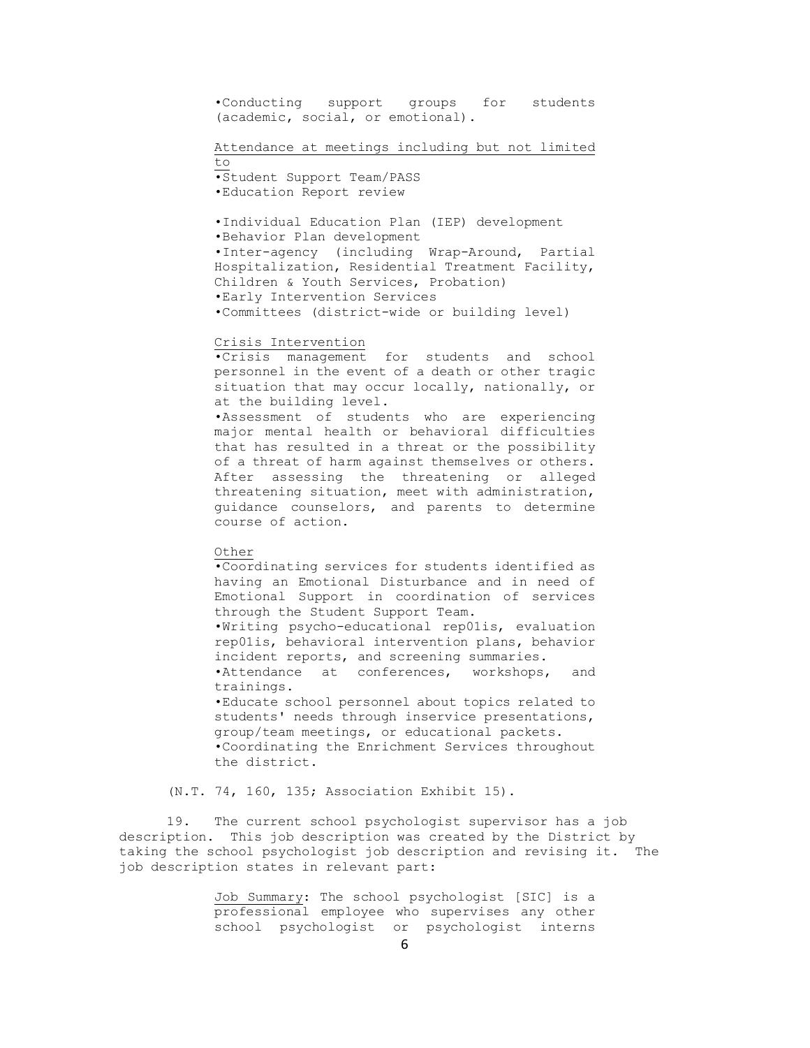- Conducting support groups for students (academic, social, or emotional).

Attendance at meetings including but not limited to

- Student Support Team/PASS
- Education Report review

- Individual Education Plan (IEP) development
- Behavior Plan development
- Inter-agency (including Wrap-Around, Partial Hospitalization, Residential Treatment Facility, Children & Youth Services, Probation)
- Early Intervention Services
- Committees (district-wide or building level)

Crisis Intervention

- Crisis management for students and school personnel in the event of a death or other tragic situation that may occur locally, nationally, or at the building level.
- Assessment of students who are experiencing major mental health or behavioral difficulties that has resulted in a threat or the possibility of a threat of harm against themselves or others. After assessing the threatening or alleged threatening situation, meet with administration, guidance counselors, and parents to determine course of action.

Other

- Coordinating services for students identified as having an Emotional Disturbance and in need of Emotional Support in coordination of services through the Student Support Team.
- Writing psycho-educational rep01is, evaluation rep01is, behavioral intervention plans, behavior incident reports, and screening summaries.
- Attendance at conferences, workshops, and trainings.
- Educate school personnel about topics related to students' needs through inservice presentations, group/team meetings, or educational packets.
- Coordinating the Enrichment Services throughout the district.

(N.T. 74, 160, 135; Association Exhibit 15).

19. The current school psychologist supervisor has a job description. This job description was created by the District by taking the school psychologist job description and revising it. The job description states in relevant part:

Job Summary: The school psychologist [SIC] is a professional employee who supervises any other school psychologist or psychologist interns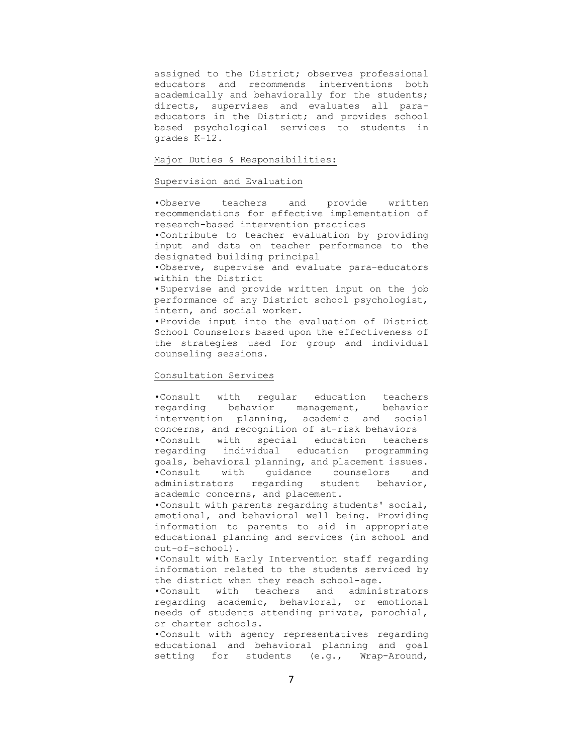assigned to the District; observes professional educators and recommends interventions both academically and behaviorally for the students; directs, supervises and evaluates all para-educators in the District; and provides school based psychological services to students in grades K-12.

Major Duties & Responsibilities:

Supervision and Evaluation

- Observe teachers and provide written recommendations for effective implementation of research-based intervention practices
- Contribute to teacher evaluation by providing input and data on teacher performance to the designated building principal
- Observe, supervise and evaluate para-educators within the District
- Supervise and provide written input on the job performance of any District school psychologist, intern, and social worker.
- Provide input into the evaluation of District School Counselors based upon the effectiveness of the strategies used for group and individual counseling sessions.

Consultation Services

- Consult with regular education teachers regarding behavior management, behavior intervention planning, academic and social concerns, and recognition of at-risk behaviors
- Consult with special education teachers regarding individual education programming goals, behavioral planning, and placement issues.
- Consult with guidance counselors and administrators regarding student behavior, academic concerns, and placement.
- Consult with parents regarding students' social, emotional, and behavioral well being. Providing information to parents to aid in appropriate educational planning and services (in school and out-of-school).
- Consult with Early Intervention staff regarding information related to the students serviced by the district when they reach school-age.
- Consult with teachers and administrators regarding academic, behavioral, or emotional needs of students attending private, parochial, or charter schools.
- Consult with agency representatives regarding educational and behavioral planning and goal setting for students (e.g., Wrap-Around,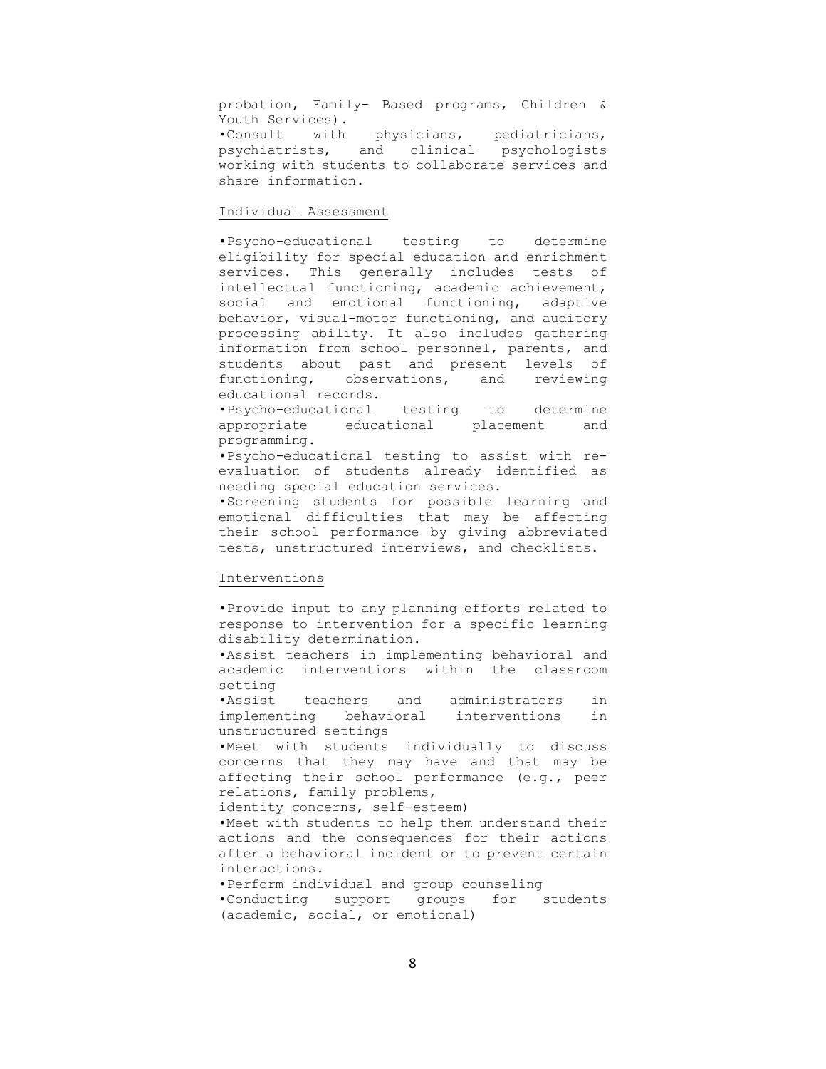probation, Family- Based programs, Children & Youth Services).

- Consult with physicians, pediatricians, psychiatrists, and clinical psychologists working with students to collaborate services and share information.

## Individual Assessment

- Psycho-educational testing to determine eligibility for special education and enrichment services. This generally includes tests of intellectual functioning, academic achievement, social and emotional functioning, adaptive behavior, visual-motor functioning, and auditory processing ability. It also includes gathering information from school personnel, parents, and students about past and present levels of functioning, observations, and reviewing educational records.
- Psycho-educational testing to determine appropriate educational placement and programming.
- Psycho-educational testing to assist with re-evaluation of students already identified as needing special education services.
- Screening students for possible learning and emotional difficulties that may be affecting their school performance by giving abbreviated tests, unstructured interviews, and checklists.

## Interventions

- Provide input to any planning efforts related to response to intervention for a specific learning disability determination.
- Assist teachers in implementing behavioral and academic interventions within the classroom setting
- Assist teachers and administrators in implementing behavioral interventions in unstructured settings
- Meet with students individually to discuss concerns that they may have and that may be affecting their school performance (e.g., peer relations, family problems, identity concerns, self-esteem)
- Meet with students to help them understand their actions and the consequences for their actions after a behavioral incident or to prevent certain interactions.
- Perform individual and group counseling
- Conducting support groups for students (academic, social, or emotional)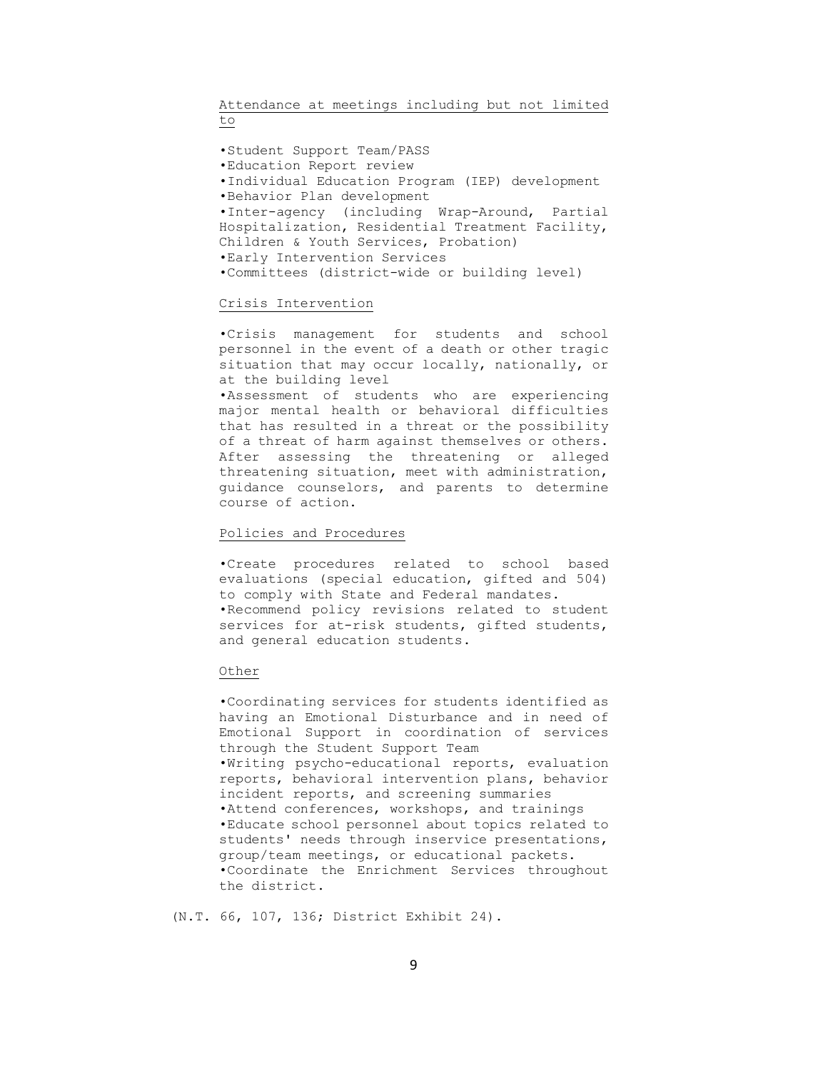<u>Attendance at meetings including but not limited to</u>

- Student Support Team/PASS
- Education Report review
- Individual Education Program (IEP) development
- Behavior Plan development
- Inter-agency (including Wrap-Around, Partial Hospitalization, Residential Treatment Facility, Children & Youth Services, Probation)
- Early Intervention Services
- Committees (district-wide or building level)

<u>Crisis Intervention</u>

- Crisis management for students and school personnel in the event of a death or other tragic situation that may occur locally, nationally, or at the building level
- Assessment of students who are experiencing major mental health or behavioral difficulties that has resulted in a threat or the possibility of a threat of harm against themselves or others. After assessing the threatening or alleged threatening situation, meet with administration, guidance counselors, and parents to determine course of action.

<u>Policies and Procedures</u>

- Create procedures related to school based evaluations (special education, gifted and 504) to comply with State and Federal mandates.
- Recommend policy revisions related to student services for at-risk students, gifted students, and general education students.

<u>Other</u>

- Coordinating services for students identified as having an Emotional Disturbance and in need of Emotional Support in coordination of services through the Student Support Team
- Writing psycho-educational reports, evaluation reports, behavioral intervention plans, behavior incident reports, and screening summaries
- Attend conferences, workshops, and trainings
- Educate school personnel about topics related to students' needs through inservice presentations, group/team meetings, or educational packets.
- Coordinate the Enrichment Services throughout the district.

(N.T. 66, 107, 136; District Exhibit 24).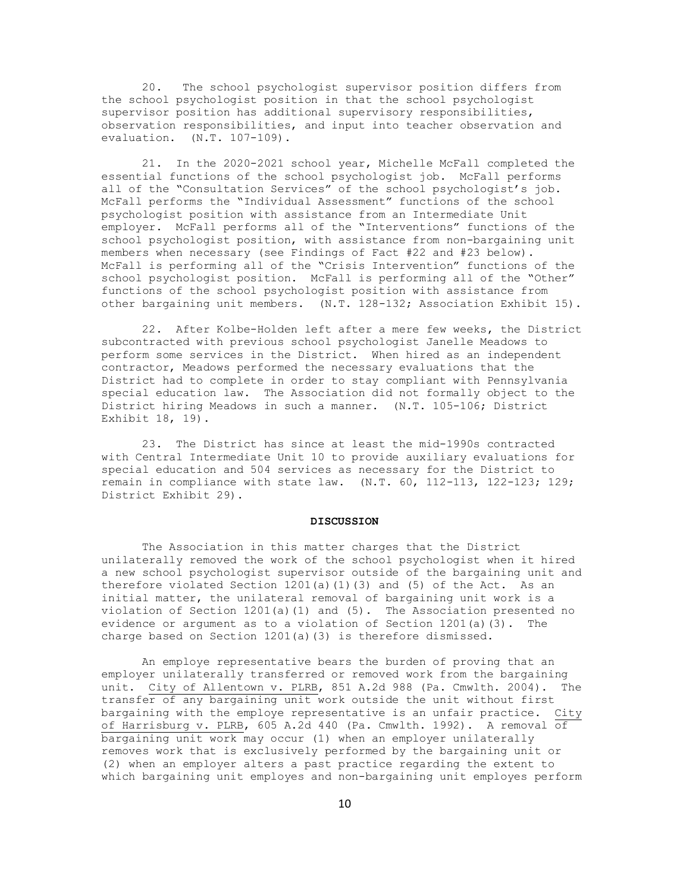20. The school psychologist supervisor position differs from the school psychologist position in that the school psychologist supervisor position has additional supervisory responsibilities, observation responsibilities, and input into teacher observation and evaluation. (N.T. 107-109).

21. In the 2020-2021 school year, Michelle McFall completed the essential functions of the school psychologist job. McFall performs all of the "Consultation Services" of the school psychologist's job. McFall performs the "Individual Assessment" functions of the school psychologist position with assistance from an Intermediate Unit employer. McFall performs all of the "Interventions" functions of the school psychologist position, with assistance from non-bargaining unit members when necessary (see Findings of Fact #22 and #23 below). McFall is performing all of the "Crisis Intervention" functions of the school psychologist position. McFall is performing all of the "Other" functions of the school psychologist position with assistance from other bargaining unit members. (N.T. 128-132; Association Exhibit 15).

22. After Kolbe-Holden left after a mere few weeks, the District subcontracted with previous school psychologist Janelle Meadows to perform some services in the District. When hired as an independent contractor, Meadows performed the necessary evaluations that the District had to complete in order to stay compliant with Pennsylvania special education law. The Association did not formally object to the District hiring Meadows in such a manner. (N.T. 105-106; District Exhibit 18, 19).

23. The District has since at least the mid-1990s contracted with Central Intermediate Unit 10 to provide auxiliary evaluations for special education and 504 services as necessary for the District to remain in compliance with state law. (N.T. 60, 112-113, 122-123; 129; District Exhibit 29).

**DISCUSSION**

The Association in this matter charges that the District unilaterally removed the work of the school psychologist when it hired a new school psychologist supervisor outside of the bargaining unit and therefore violated Section 1201(a)(1)(3) and (5) of the Act. As an initial matter, the unilateral removal of bargaining unit work is a violation of Section 1201(a)(1) and (5). The Association presented no evidence or argument as to a violation of Section 1201(a)(3). The charge based on Section 1201(a)(3) is therefore dismissed.

An employe representative bears the burden of proving that an employer unilaterally transferred or removed work from the bargaining unit. City of Allentown v. PLRB, 851 A.2d 988 (Pa. Cmwlth. 2004). The transfer of any bargaining unit work outside the unit without first bargaining with the employe representative is an unfair practice. City of Harrisburg v. PLRB, 605 A.2d 440 (Pa. Cmwlth. 1992). A removal of bargaining unit work may occur (1) when an employer unilaterally removes work that is exclusively performed by the bargaining unit or (2) when an employer alters a past practice regarding the extent to which bargaining unit employes and non-bargaining unit employes perform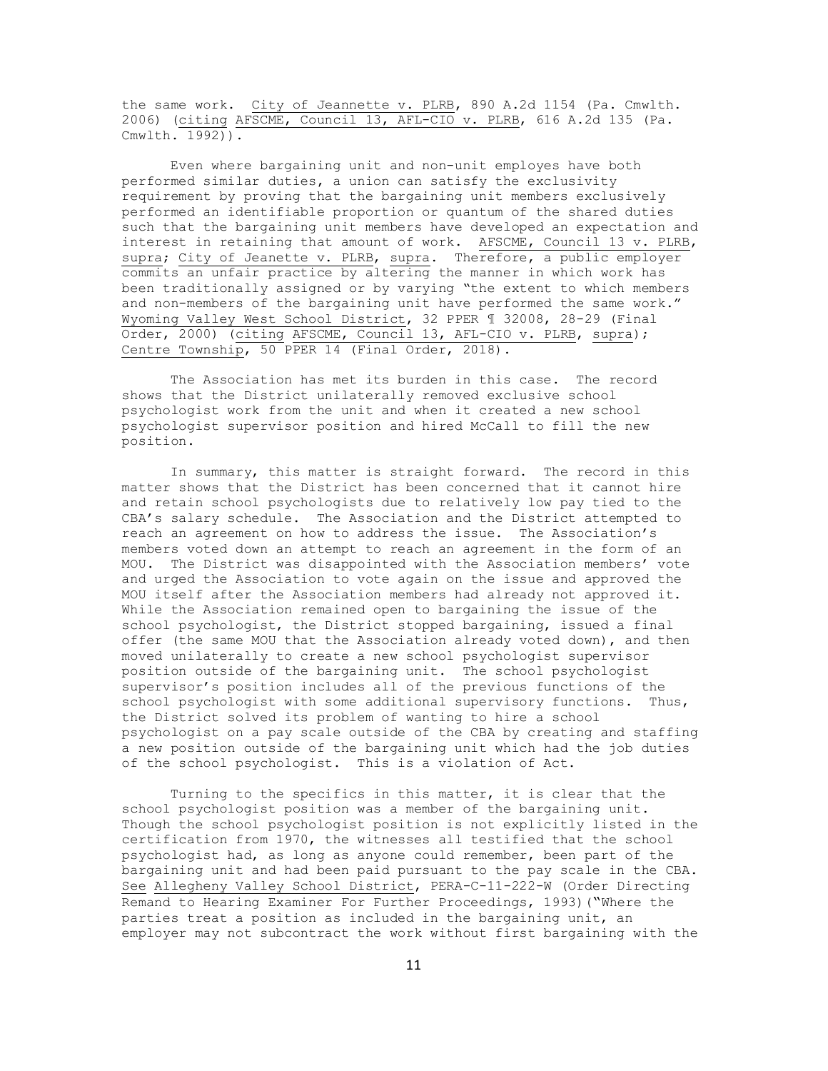the same work. City of Jeannette v. PLRB, 890 A.2d 1154 (Pa. Cmwlth. 2006) (citing AFSCME, Council 13, AFL-CIO v. PLRB, 616 A.2d 135 (Pa. Cmwlth. 1992)).

Even where bargaining unit and non-unit employes have both performed similar duties, a union can satisfy the exclusivity requirement by proving that the bargaining unit members exclusively performed an identifiable proportion or quantum of the shared duties such that the bargaining unit members have developed an expectation and interest in retaining that amount of work. AFSCME, Council 13 v. PLRB, supra; City of Jeanette v. PLRB, supra. Therefore, a public employer commits an unfair practice by altering the manner in which work has been traditionally assigned or by varying "the extent to which members and non-members of the bargaining unit have performed the same work." Wyoming Valley West School District, 32 PPER ¶ 32008, 28-29 (Final Order, 2000) (citing AFSCME, Council 13, AFL-CIO v. PLRB, supra); Centre Township, 50 PPER 14 (Final Order, 2018).

The Association has met its burden in this case. The record shows that the District unilaterally removed exclusive school psychologist work from the unit and when it created a new school psychologist supervisor position and hired McCall to fill the new position.

In summary, this matter is straight forward. The record in this matter shows that the District has been concerned that it cannot hire and retain school psychologists due to relatively low pay tied to the CBA's salary schedule. The Association and the District attempted to reach an agreement on how to address the issue. The Association's members voted down an attempt to reach an agreement in the form of an MOU. The District was disappointed with the Association members' vote and urged the Association to vote again on the issue and approved the MOU itself after the Association members had already not approved it. While the Association remained open to bargaining the issue of the school psychologist, the District stopped bargaining, issued a final offer (the same MOU that the Association already voted down), and then moved unilaterally to create a new school psychologist supervisor position outside of the bargaining unit. The school psychologist supervisor's position includes all of the previous functions of the school psychologist with some additional supervisory functions. Thus, the District solved its problem of wanting to hire a school psychologist on a pay scale outside of the CBA by creating and staffing a new position outside of the bargaining unit which had the job duties of the school psychologist. This is a violation of Act.

Turning to the specifics in this matter, it is clear that the school psychologist position was a member of the bargaining unit. Though the school psychologist position is not explicitly listed in the certification from 1970, the witnesses all testified that the school psychologist had, as long as anyone could remember, been part of the bargaining unit and had been paid pursuant to the pay scale in the CBA. See Allegheny Valley School District, PERA-C-11-222-W (Order Directing Remand to Hearing Examiner For Further Proceedings, 1993)("Where the parties treat a position as included in the bargaining unit, an employer may not subcontract the work without first bargaining with the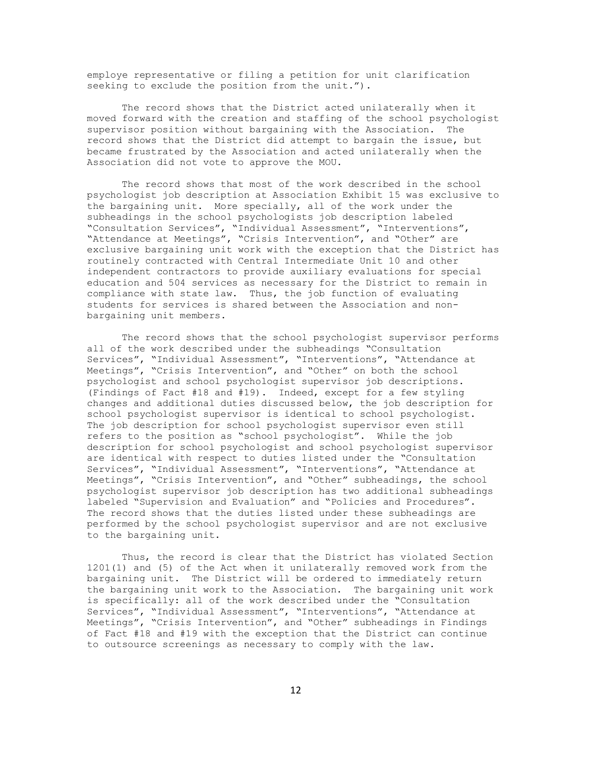employe representative or filing a petition for unit clarification seeking to exclude the position from the unit.").

The record shows that the District acted unilaterally when it moved forward with the creation and staffing of the school psychologist supervisor position without bargaining with the Association. The record shows that the District did attempt to bargain the issue, but became frustrated by the Association and acted unilaterally when the Association did not vote to approve the MOU.

The record shows that most of the work described in the school psychologist job description at Association Exhibit 15 was exclusive to the bargaining unit. More specially, all of the work under the subheadings in the school psychologists job description labeled "Consultation Services", "Individual Assessment", "Interventions", "Attendance at Meetings", "Crisis Intervention", and "Other" are exclusive bargaining unit work with the exception that the District has routinely contracted with Central Intermediate Unit 10 and other independent contractors to provide auxiliary evaluations for special education and 504 services as necessary for the District to remain in compliance with state law. Thus, the job function of evaluating students for services is shared between the Association and non-bargaining unit members.

The record shows that the school psychologist supervisor performs all of the work described under the subheadings "Consultation Services", "Individual Assessment", "Interventions", "Attendance at Meetings", "Crisis Intervention", and "Other" on both the school psychologist and school psychologist supervisor job descriptions. (Findings of Fact #18 and #19). Indeed, except for a few styling changes and additional duties discussed below, the job description for school psychologist supervisor is identical to school psychologist. The job description for school psychologist supervisor even still refers to the position as "school psychologist". While the job description for school psychologist and school psychologist supervisor are identical with respect to duties listed under the "Consultation Services", "Individual Assessment", "Interventions", "Attendance at Meetings", "Crisis Intervention", and "Other" subheadings, the school psychologist supervisor job description has two additional subheadings labeled "Supervision and Evaluation" and "Policies and Procedures". The record shows that the duties listed under these subheadings are performed by the school psychologist supervisor and are not exclusive to the bargaining unit.

Thus, the record is clear that the District has violated Section 1201(1) and (5) of the Act when it unilaterally removed work from the bargaining unit. The District will be ordered to immediately return the bargaining unit work to the Association. The bargaining unit work is specifically: all of the work described under the "Consultation Services", "Individual Assessment", "Interventions", "Attendance at Meetings", "Crisis Intervention", and "Other" subheadings in Findings of Fact #18 and #19 with the exception that the District can continue to outsource screenings as necessary to comply with the law.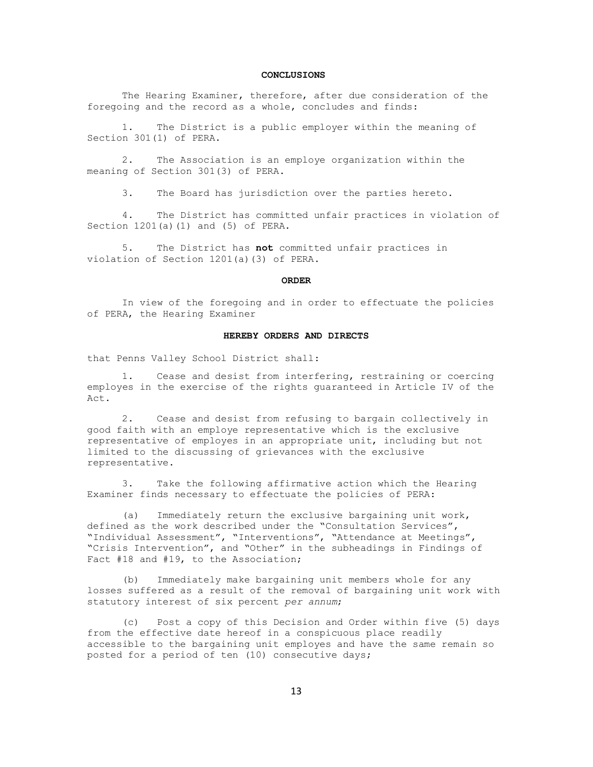## CONCLUSIONS

The Hearing Examiner, therefore, after due consideration of the foregoing and the record as a whole, concludes and finds:

1. The District is a public employer within the meaning of Section 301(1) of PERA.

2. The Association is an employe organization within the meaning of Section 301(3) of PERA.

3. The Board has jurisdiction over the parties hereto.

4. The District has committed unfair practices in violation of Section 1201(a)(1) and (5) of PERA.

5. The District has **not** committed unfair practices in violation of Section 1201(a)(3) of PERA.

## ORDER

In view of the foregoing and in order to effectuate the policies of PERA, the Hearing Examiner

**HEREBY ORDERS AND DIRECTS**

that Penns Valley School District shall:

1. Cease and desist from interfering, restraining or coercing employes in the exercise of the rights guaranteed in Article IV of the Act.

2. Cease and desist from refusing to bargain collectively in good faith with an employe representative which is the exclusive representative of employes in an appropriate unit, including but not limited to the discussing of grievances with the exclusive representative.

3. Take the following affirmative action which the Hearing Examiner finds necessary to effectuate the policies of PERA:

(a) Immediately return the exclusive bargaining unit work, defined as the work described under the "Consultation Services", "Individual Assessment", "Interventions", "Attendance at Meetings", "Crisis Intervention", and "Other" in the subheadings in Findings of Fact #18 and #19, to the Association;

(b) Immediately make bargaining unit members whole for any losses suffered as a result of the removal of bargaining unit work with statutory interest of six percent *per annum*;

(c) Post a copy of this Decision and Order within five (5) days from the effective date hereof in a conspicuous place readily accessible to the bargaining unit employes and have the same remain so posted for a period of ten (10) consecutive days;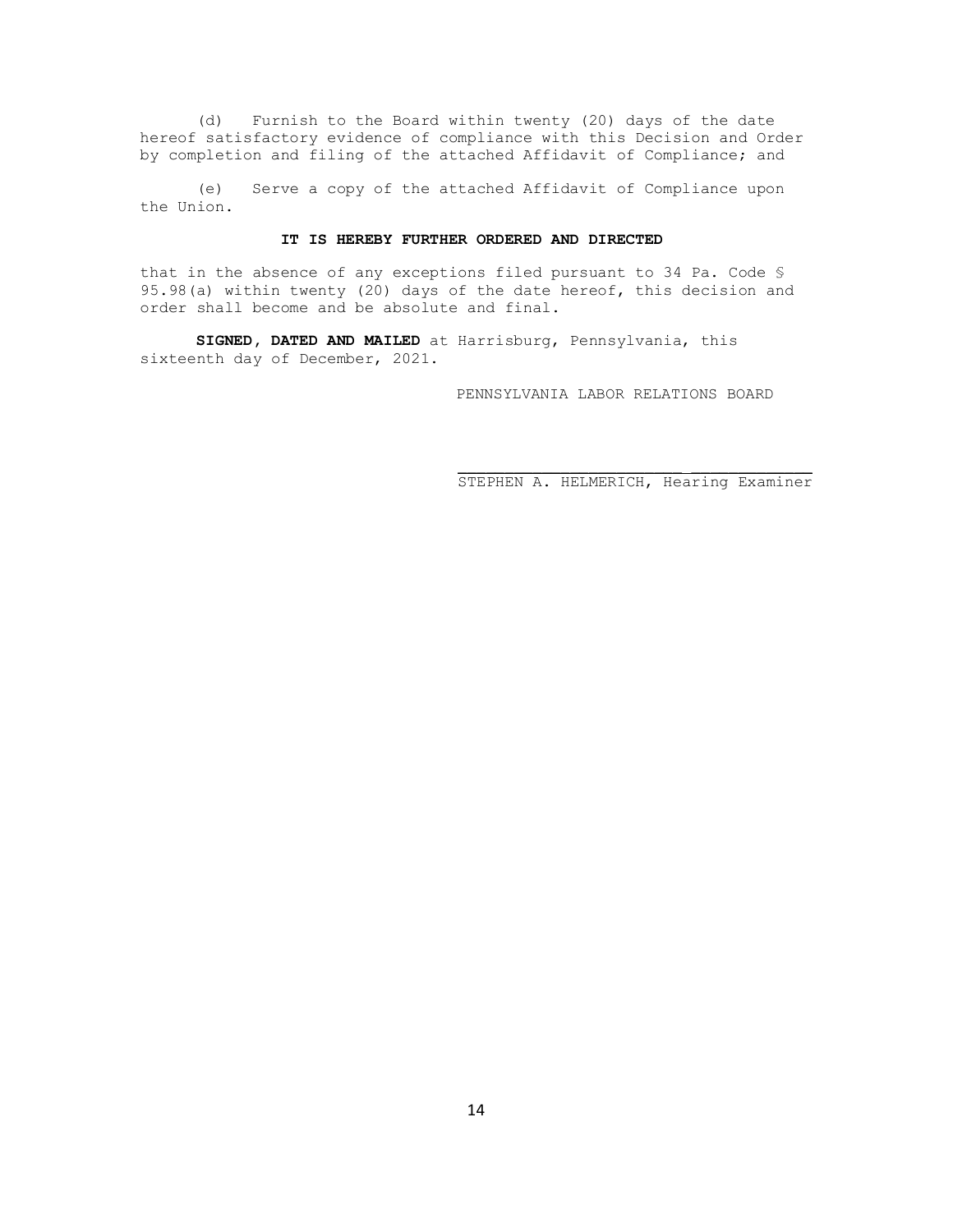(d) Furnish to the Board within twenty (20) days of the date hereof satisfactory evidence of compliance with this Decision and Order by completion and filing of the attached Affidavit of Compliance; and

(e) Serve a copy of the attached Affidavit of Compliance upon the Union.

**IT IS HEREBY FURTHER ORDERED AND DIRECTED**

that in the absence of any exceptions filed pursuant to 34 Pa. Code § 95.98(a) within twenty (20) days of the date hereof, this decision and order shall become and be absolute and final.

**SIGNED, DATED AND MAILED** at Harrisburg, Pennsylvania, this sixteenth day of December, 2021.

PENNSYLVANIA LABOR RELATIONS BOARD

STEPHEN A. HELMERICH, Hearing Examiner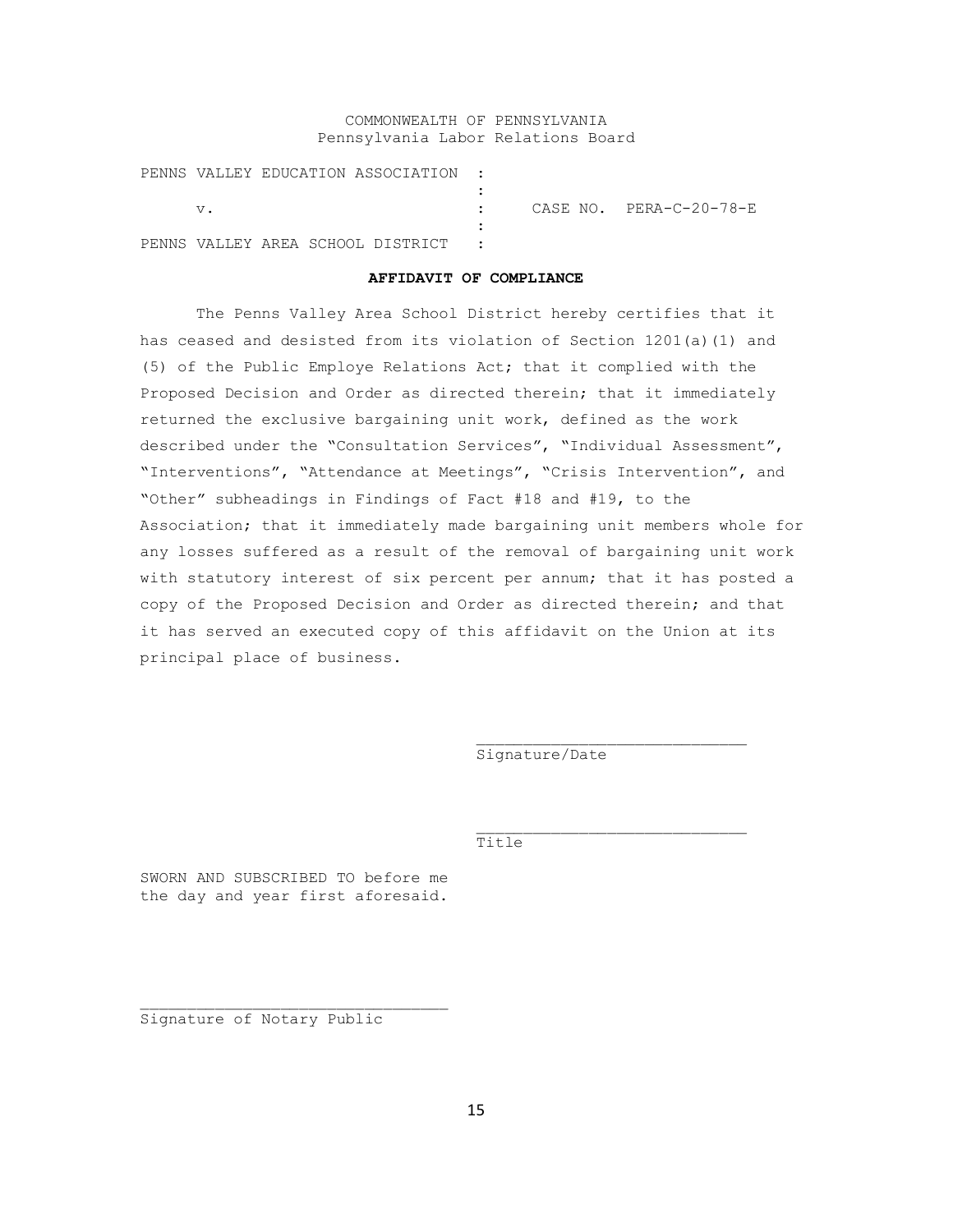COMMONWEALTH OF PENNSYLVANIA
Pennsylvania Labor Relations Board

| | | |
|---|---|---|
| PENNS VALLEY EDUCATION ASSOCIATION | : | |
| v. | : | CASE NO. PERA-C-20-78-E |
| PENNS VALLEY AREA SCHOOL DISTRICT | : | |

**AFFIDAVIT OF COMPLIANCE**

The Penns Valley Area School District hereby certifies that it has ceased and desisted from its violation of Section 1201(a)(1) and (5) of the Public Employe Relations Act; that it complied with the Proposed Decision and Order as directed therein; that it immediately returned the exclusive bargaining unit work, defined as the work described under the "Consultation Services", "Individual Assessment", "Interventions", "Attendance at Meetings", "Crisis Intervention", and "Other" subheadings in Findings of Fact #18 and #19, to the Association; that it immediately made bargaining unit members whole for any losses suffered as a result of the removal of bargaining unit work with statutory interest of six percent per annum; that it has posted a copy of the Proposed Decision and Order as directed therein; and that it has served an executed copy of this affidavit on the Union at its principal place of business.

_____________________________
Signature/Date

_____________________________
Title

SWORN AND SUBSCRIBED TO before me
the day and year first aforesaid.

_________________________________
Signature of Notary Public